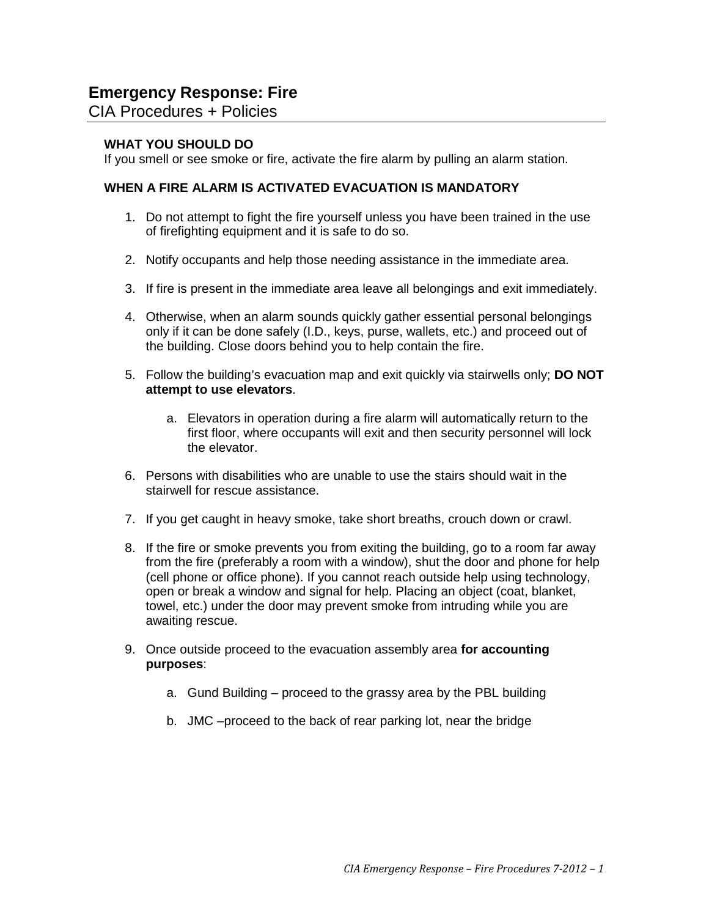# Emergency Response: Fire

CIA Procedures + Policies

**WHAT YOU SHOULD DO**

If you smell or see smoke or fire, activate the fire alarm by pulling an alarm station.

**WHEN A FIRE ALARM IS ACTIVATED EVACUATION IS MANDATORY**

1. Do not attempt to fight the fire yourself unless you have been trained in the use of firefighting equipment and it is safe to do so.

2. Notify occupants and help those needing assistance in the immediate area.

3. If fire is present in the immediate area leave all belongings and exit immediately.

4. Otherwise, when an alarm sounds quickly gather essential personal belongings only if it can be done safely (I.D., keys, purse, wallets, etc.) and proceed out of the building. Close doors behind you to help contain the fire.

5. Follow the building's evacuation map and exit quickly via stairwells only; **DO NOT attempt to use elevators**.

    a. Elevators in operation during a fire alarm will automatically return to the first floor, where occupants will exit and then security personnel will lock the elevator.

6. Persons with disabilities who are unable to use the stairs should wait in the stairwell for rescue assistance.

7. If you get caught in heavy smoke, take short breaths, crouch down or crawl.

8. If the fire or smoke prevents you from exiting the building, go to a room far away from the fire (preferably a room with a window), shut the door and phone for help (cell phone or office phone). If you cannot reach outside help using technology, open or break a window and signal for help. Placing an object (coat, blanket, towel, etc.) under the door may prevent smoke from intruding while you are awaiting rescue.

9. Once outside proceed to the evacuation assembly area **for accounting purposes**:

    a. Gund Building – proceed to the grassy area by the PBL building

    b. JMC –proceed to the back of rear parking lot, near the bridge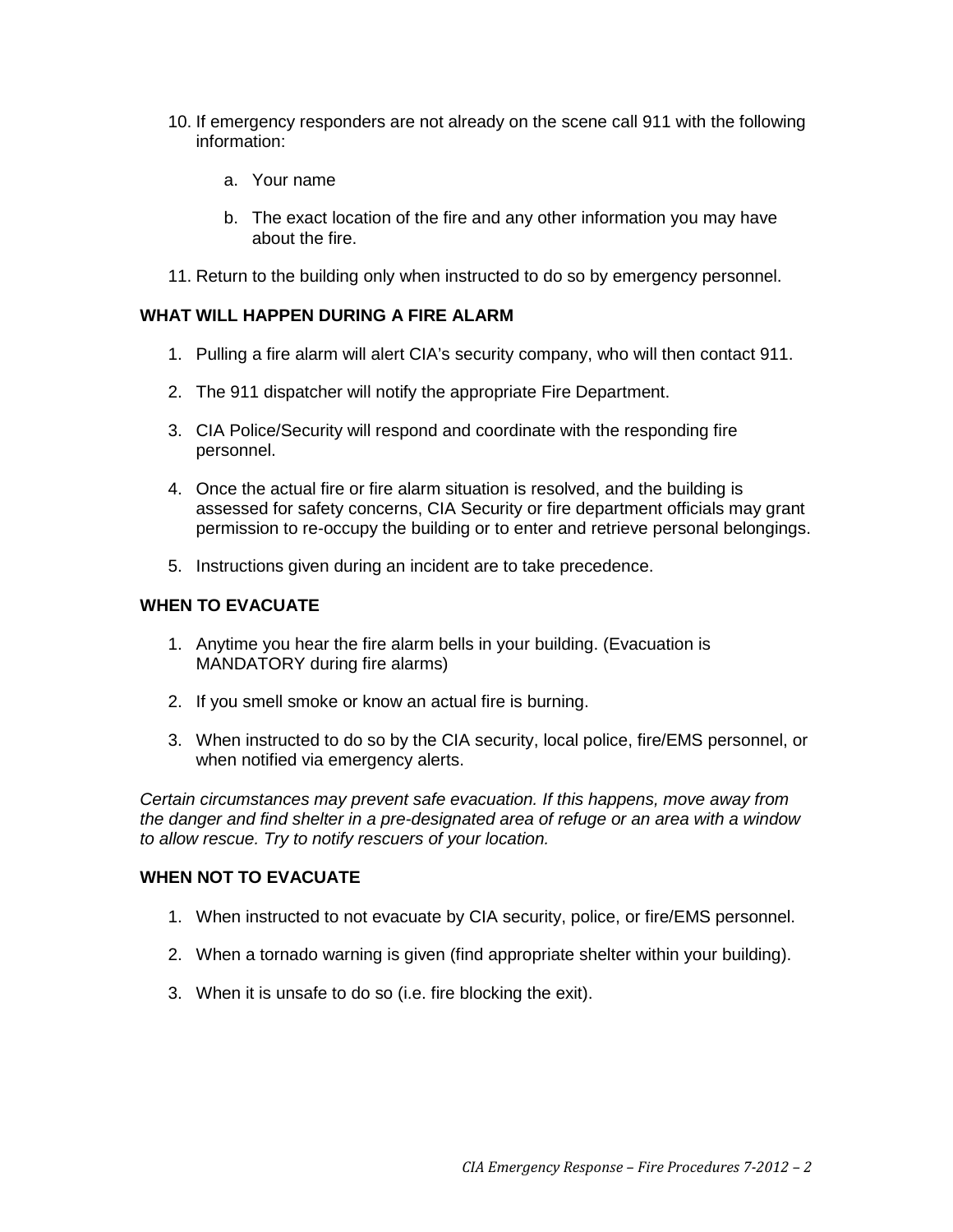10. If emergency responders are not already on the scene call 911 with the following information:

    a. Your name

    b. The exact location of the fire and any other information you may have about the fire.

11. Return to the building only when instructed to do so by emergency personnel.

**WHAT WILL HAPPEN DURING A FIRE ALARM**

1. Pulling a fire alarm will alert CIA's security company, who will then contact 911.

2. The 911 dispatcher will notify the appropriate Fire Department.

3. CIA Police/Security will respond and coordinate with the responding fire personnel.

4. Once the actual fire or fire alarm situation is resolved, and the building is assessed for safety concerns, CIA Security or fire department officials may grant permission to re-occupy the building or to enter and retrieve personal belongings.

5. Instructions given during an incident are to take precedence.

**WHEN TO EVACUATE**

1. Anytime you hear the fire alarm bells in your building. (Evacuation is MANDATORY during fire alarms)

2. If you smell smoke or know an actual fire is burning.

3. When instructed to do so by the CIA security, local police, fire/EMS personnel, or when notified via emergency alerts.

*Certain circumstances may prevent safe evacuation. If this happens, move away from the danger and find shelter in a pre-designated area of refuge or an area with a window to allow rescue. Try to notify rescuers of your location.*

**WHEN NOT TO EVACUATE**

1. When instructed to not evacuate by CIA security, police, or fire/EMS personnel.

2. When a tornado warning is given (find appropriate shelter within your building).

3. When it is unsafe to do so (i.e. fire blocking the exit).